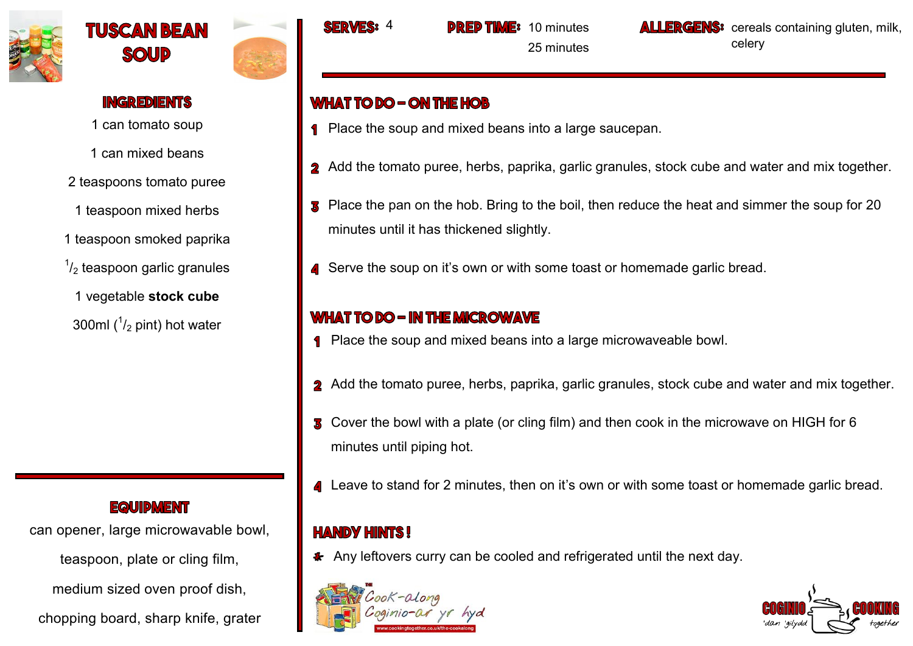# TUSCAN BEAN SOUP

## INGREDIENTS

1 can tomato soup

1 can mixed beans

2 teaspoons tomato puree

1 teaspoon mixed herbs

1 teaspoon smoked paprika

$^1/_2$ teaspoon garlic granules

1 vegetable **stock cube**

300ml ($^1/_2$ pint) hot water

## EQUIPMENT

can opener, large microwavable bowl,

teaspoon, plate or cling film,

medium sized oven proof dish,

chopping board, sharp knife, grater

**SERVES:** 4

**PREP TIME:** 10 minutes
25 minutes

**ALLERGENS:** cereals containing gluten, milk, celery

## WHAT TO DO – ON THE HOB

1. Place the soup and mixed beans into a large saucepan.
2. Add the tomato puree, herbs, paprika, garlic granules, stock cube and water and mix together.
3. Place the pan on the hob. Bring to the boil, then reduce the heat and simmer the soup for 20 minutes until it has thickened slightly.
4. Serve the soup on it's own or with some toast or homemade garlic bread.

## WHAT TO DO – IN THE MICROWAVE

1. Place the soup and mixed beans into a large microwaveable bowl.
2. Add the tomato puree, herbs, paprika, garlic granules, stock cube and water and mix together.
3. Cover the bowl with a plate (or cling film) and then cook in the microwave on HIGH for 6 minutes until piping hot.
4. Leave to stand for 2 minutes, then on it's own or with some toast or homemade garlic bread.

## HANDY HINTS !

* Any leftovers curry can be cooled and refrigerated until the next day.

The Cook-along Coginio-ar yr hyd
www.cookingtogether.co.uk/the-cookalong

COGINIO 'dan 'gilydd COOKING together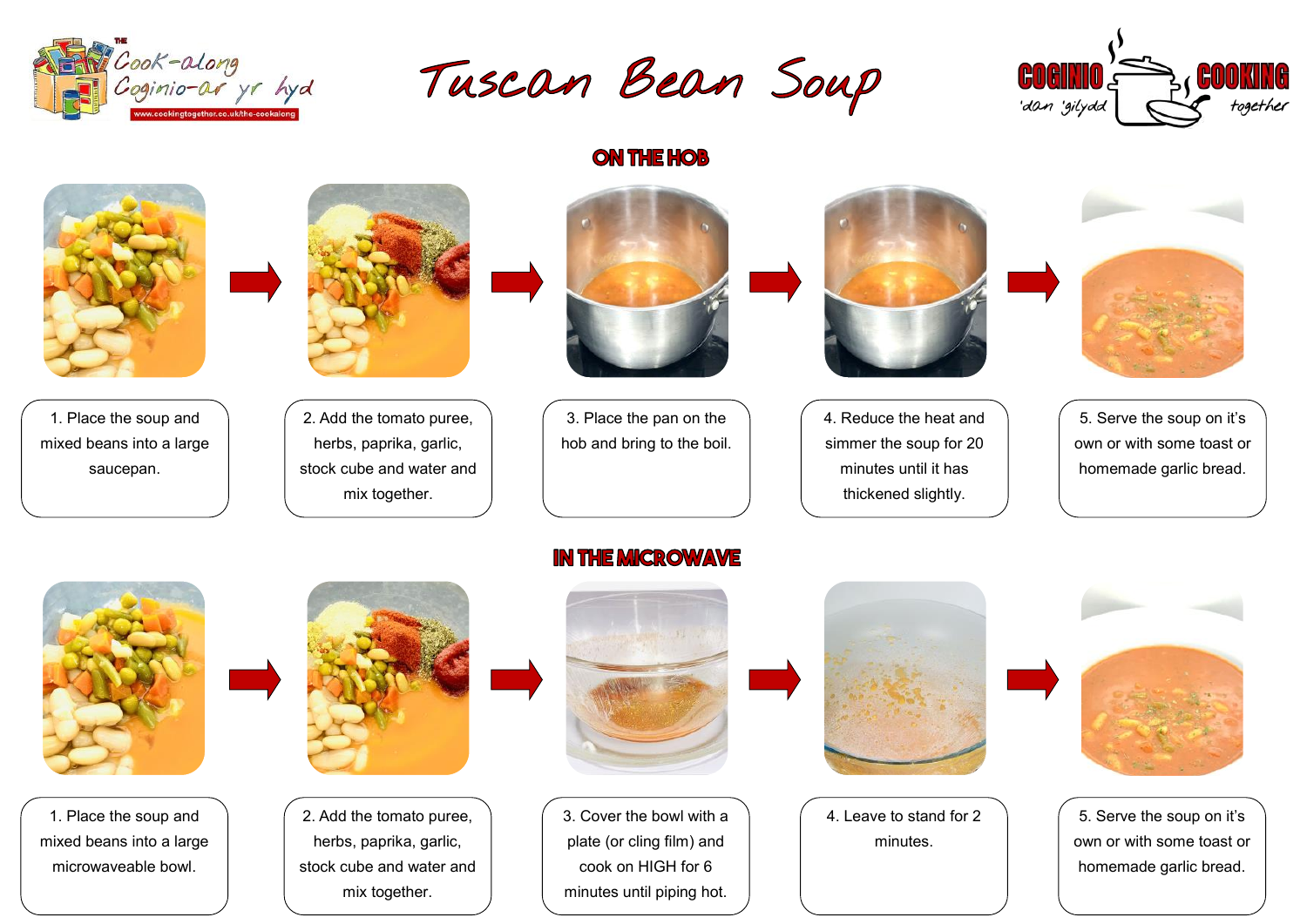# Tuscan Bean Soup

## ON THE HOB

1. Place the soup and mixed beans into a large saucepan.
2. Add the tomato puree, herbs, paprika, garlic, stock cube and water and mix together.
3. Place the pan on the hob and bring to the boil.
4. Reduce the heat and simmer the soup for 20 minutes until it has thickened slightly.
5. Serve the soup on it's own or with some toast or homemade garlic bread.

## IN THE MICROWAVE

1. Place the soup and mixed beans into a large microwaveable bowl.
2. Add the tomato puree, herbs, paprika, garlic, stock cube and water and mix together.
3. Cover the bowl with a plate (or cling film) and cook on HIGH for 6 minutes until piping hot.
4. Leave to stand for 2 minutes.
5. Serve the soup on it's own or with some toast or homemade garlic bread.